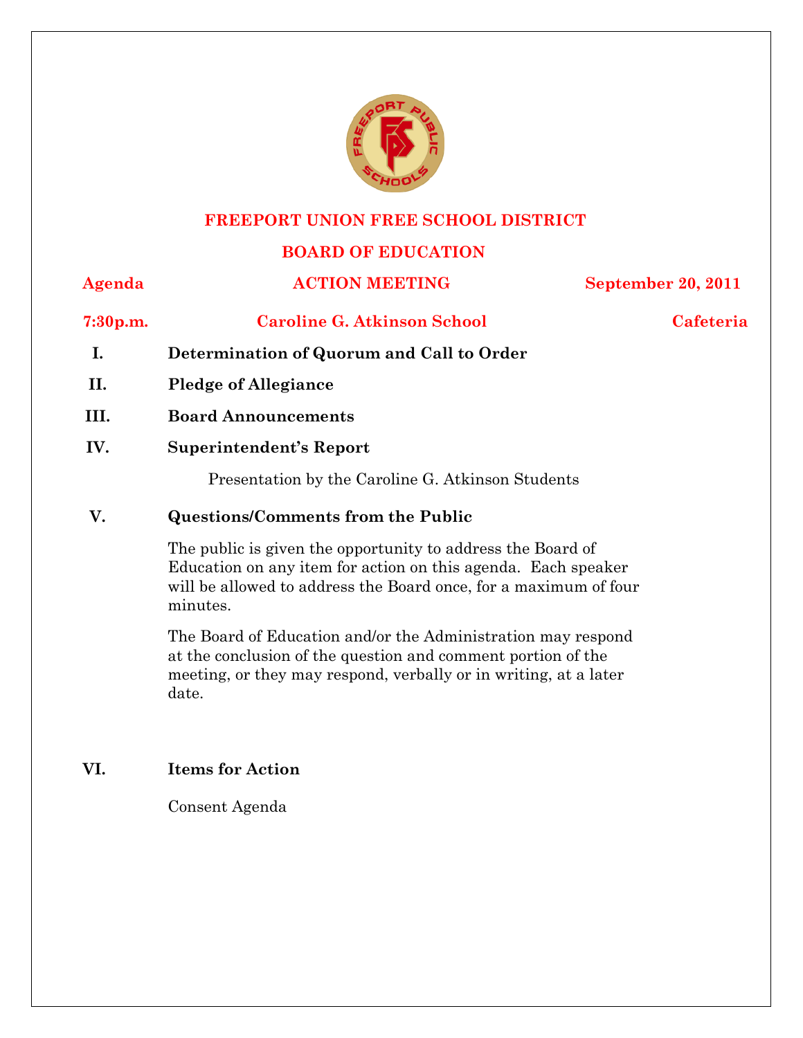# FREEPORT UNION FREE SCHOOL DISTRICT

## BOARD OF EDUCATION

**Agenda** | **ACTION MEETING** | **September 20, 2011**

**7:30p.m.** | **Caroline G. Atkinson School** | **Cafeteria**

**I. Determination of Quorum and Call to Order**

**II. Pledge of Allegiance**

**III. Board Announcements**

**IV. Superintendent's Report**

Presentation by the Caroline G. Atkinson Students

**V. Questions/Comments from the Public**

The public is given the opportunity to address the Board of Education on any item for action on this agenda. Each speaker will be allowed to address the Board once, for a maximum of four minutes.

The Board of Education and/or the Administration may respond at the conclusion of the question and comment portion of the meeting, or they may respond, verbally or in writing, at a later date.

**VI. Items for Action**

Consent Agenda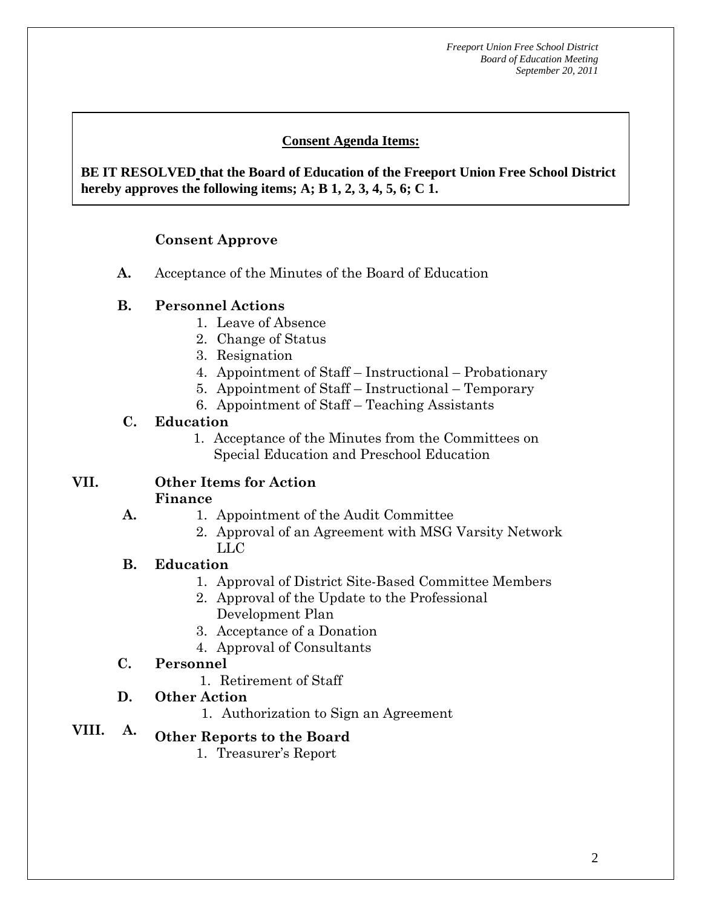**Consent Agenda Items:**

**BE IT RESOLVED that the Board of Education of the Freeport Union Free School District hereby approves the following items; A; B 1, 2, 3, 4, 5, 6; C 1.**

**Consent Approve**

**A.** Acceptance of the Minutes of the Board of Education

**B. Personnel Actions**

1. Leave of Absence
2. Change of Status
3. Resignation
4. Appointment of Staff – Instructional – Probationary
5. Appointment of Staff – Instructional – Temporary
6. Appointment of Staff – Teaching Assistants

**C. Education**

1. Acceptance of the Minutes from the Committees on Special Education and Preschool Education

**VII. Other Items for Action**

**Finance**

**A.**

1. Appointment of the Audit Committee
2. Approval of an Agreement with MSG Varsity Network LLC

**B. Education**

1. Approval of District Site-Based Committee Members
2. Approval of the Update to the Professional Development Plan
3. Acceptance of a Donation
4. Approval of Consultants

**C. Personnel**

1. Retirement of Staff

**D. Other Action**

1. Authorization to Sign an Agreement

**VIII. A. Other Reports to the Board**

1. Treasurer's Report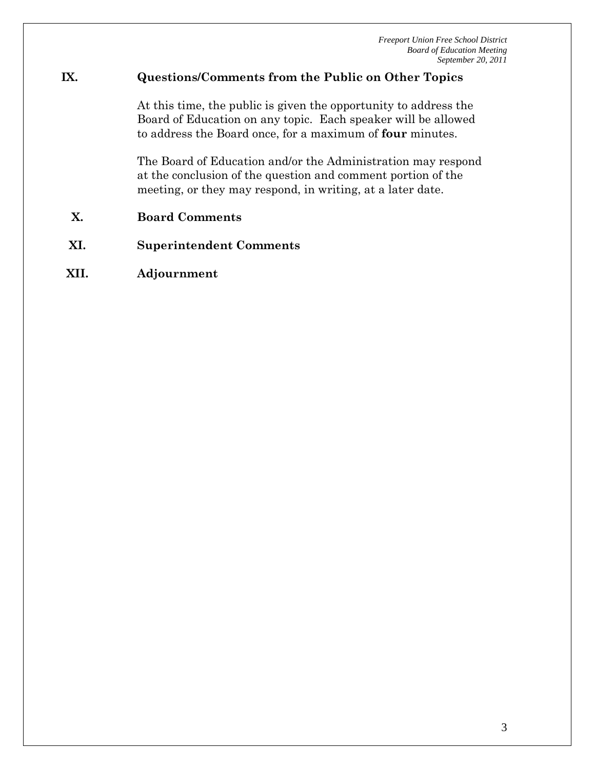## IX. Questions/Comments from the Public on Other Topics

At this time, the public is given the opportunity to address the Board of Education on any topic. Each speaker will be allowed to address the Board once, for a maximum of **four** minutes.

The Board of Education and/or the Administration may respond at the conclusion of the question and comment portion of the meeting, or they may respond, in writing, at a later date.

## X. Board Comments

## XI. Superintendent Comments

## XII. Adjournment